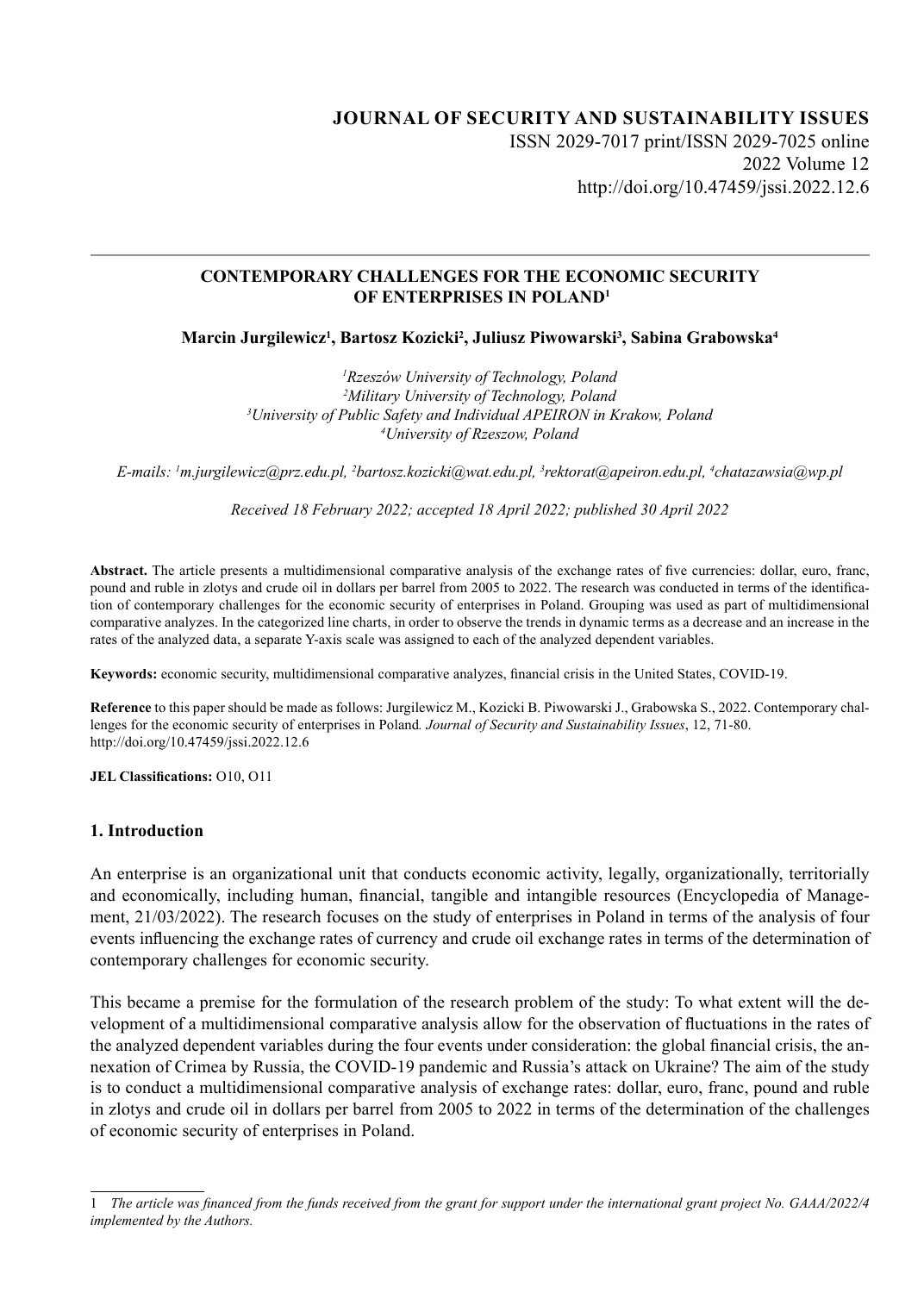**JOURNAL OF SECURITY AND SUSTAINABILITY ISSUES**
ISSN 2029-7017 print/ISSN 2029-7025 online
2022 Volume 12
http://doi.org/10.47459/jssi.2022.12.6

# CONTEMPORARY CHALLENGES FOR THE ECONOMIC SECURITY OF ENTERPRISES IN POLAND[1]

**Marcin Jurgilewicz[1], Bartosz Kozicki[2], Juliusz Piwowarski[3], Sabina Grabowska[4]**

*[1]Rzeszów University of Technology, Poland*
*[2]Military University of Technology, Poland*
*[3]University of Public Safety and Individual APEIRON in Krakow, Poland*
*[4]University of Rzeszow, Poland*

*E-mails: [1]m.jurgilewicz@prz.edu.pl, [2]bartosz.kozicki@wat.edu.pl, [3]rektorat@apeiron.edu.pl, [4]chatazawsia@wp.pl*

*Received 18 February 2022; accepted 18 April 2022; published 30 April 2022*

**Abstract.** The article presents a multidimensional comparative analysis of the exchange rates of five currencies: dollar, euro, franc, pound and ruble in zlotys and crude oil in dollars per barrel from 2005 to 2022. The research was conducted in terms of the identification of contemporary challenges for the economic security of enterprises in Poland. Grouping was used as part of multidimensional comparative analyzes. In the categorized line charts, in order to observe the trends in dynamic terms as a decrease and an increase in the rates of the analyzed data, a separate Y-axis scale was assigned to each of the analyzed dependent variables.

**Keywords:** economic security, multidimensional comparative analyzes, financial crisis in the United States, COVID-19.

**Reference** to this paper should be made as follows: Jurgilewicz M., Kozicki B. Piwowarski J., Grabowska S., 2022. Contemporary challenges for the economic security of enterprises in Poland*. Journal of Security and Sustainability Issues*, 12, 71-80. http://doi.org/10.47459/jssi.2022.12.6

**JEL Classifications:** O10, O11

## 1. Introduction

An enterprise is an organizational unit that conducts economic activity, legally, organizationally, territorially and economically, including human, financial, tangible and intangible resources (Encyclopedia of Management, 21/03/2022). The research focuses on the study of enterprises in Poland in terms of the analysis of four events influencing the exchange rates of currency and crude oil exchange rates in terms of the determination of contemporary challenges for economic security.

This became a premise for the formulation of the research problem of the study: To what extent will the development of a multidimensional comparative analysis allow for the observation of fluctuations in the rates of the analyzed dependent variables during the four events under consideration: the global financial crisis, the annexation of Crimea by Russia, the COVID-19 pandemic and Russia's attack on Ukraine? The aim of the study is to conduct a multidimensional comparative analysis of exchange rates: dollar, euro, franc, pound and ruble in zlotys and crude oil in dollars per barrel from 2005 to 2022 in terms of the determination of the challenges of economic security of enterprises in Poland.

---

1 *The article was financed from the funds received from the grant for support under the international grant project No. GAAA/2022/4 implemented by the Authors.*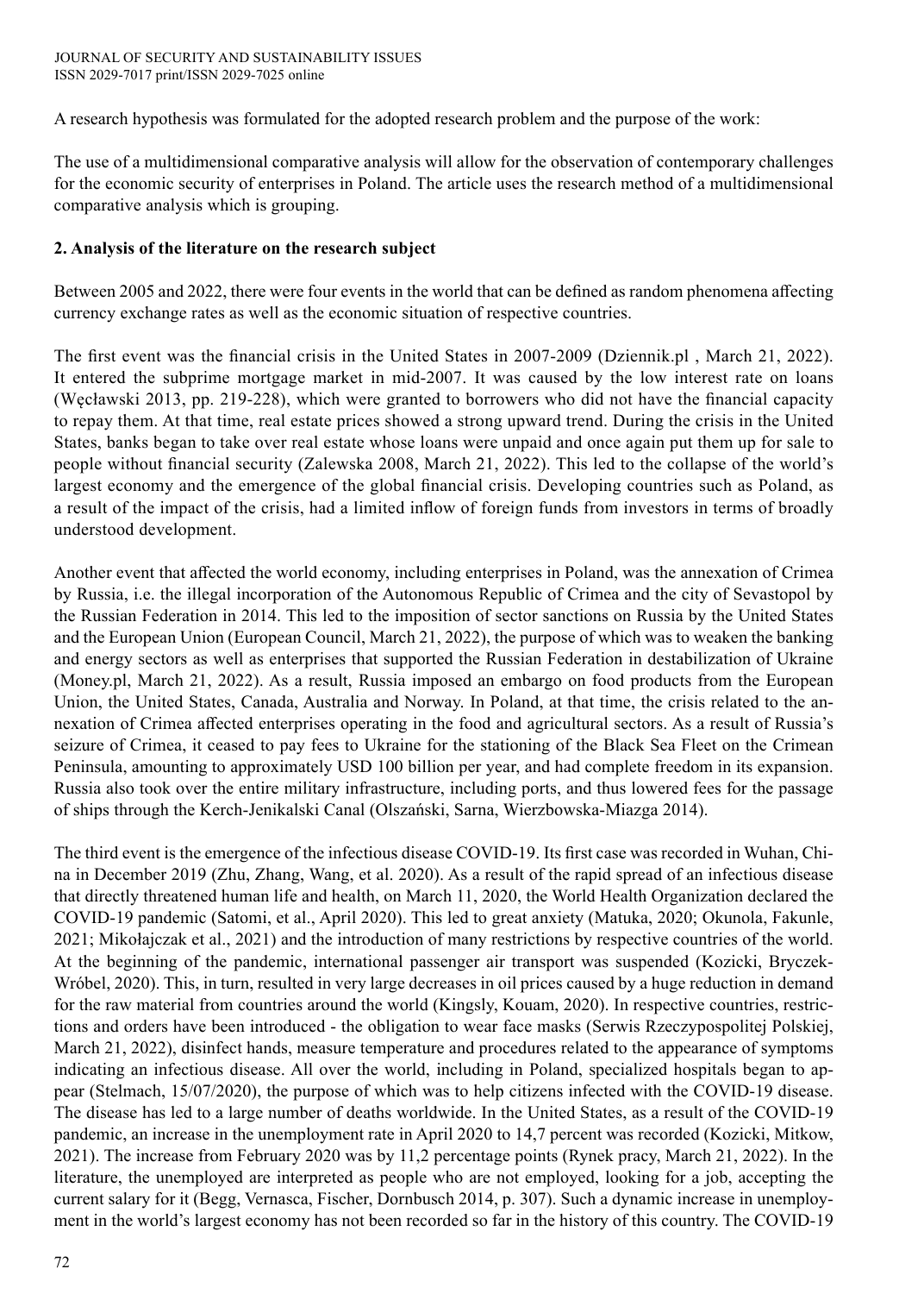A research hypothesis was formulated for the adopted research problem and the purpose of the work:

The use of a multidimensional comparative analysis will allow for the observation of contemporary challenges for the economic security of enterprises in Poland. The article uses the research method of a multidimensional comparative analysis which is grouping.

## 2. Analysis of the literature on the research subject

Between 2005 and 2022, there were four events in the world that can be defined as random phenomena affecting currency exchange rates as well as the economic situation of respective countries.

The first event was the financial crisis in the United States in 2007-2009 (Dziennik.pl , March 21, 2022). It entered the subprime mortgage market in mid-2007. It was caused by the low interest rate on loans (Węcławski 2013, pp. 219-228), which were granted to borrowers who did not have the financial capacity to repay them. At that time, real estate prices showed a strong upward trend. During the crisis in the United States, banks began to take over real estate whose loans were unpaid and once again put them up for sale to people without financial security (Zalewska 2008, March 21, 2022). This led to the collapse of the world's largest economy and the emergence of the global financial crisis. Developing countries such as Poland, as a result of the impact of the crisis, had a limited inflow of foreign funds from investors in terms of broadly understood development.

Another event that affected the world economy, including enterprises in Poland, was the annexation of Crimea by Russia, i.e. the illegal incorporation of the Autonomous Republic of Crimea and the city of Sevastopol by the Russian Federation in 2014. This led to the imposition of sector sanctions on Russia by the United States and the European Union (European Council, March 21, 2022), the purpose of which was to weaken the banking and energy sectors as well as enterprises that supported the Russian Federation in destabilization of Ukraine (Money.pl, March 21, 2022). As a result, Russia imposed an embargo on food products from the European Union, the United States, Canada, Australia and Norway. In Poland, at that time, the crisis related to the annexation of Crimea affected enterprises operating in the food and agricultural sectors. As a result of Russia's seizure of Crimea, it ceased to pay fees to Ukraine for the stationing of the Black Sea Fleet on the Crimean Peninsula, amounting to approximately USD 100 billion per year, and had complete freedom in its expansion. Russia also took over the entire military infrastructure, including ports, and thus lowered fees for the passage of ships through the Kerch-Jenikalski Canal (Olszański, Sarna, Wierzbowska-Miazga 2014).

The third event is the emergence of the infectious disease COVID-19. Its first case was recorded in Wuhan, China in December 2019 (Zhu, Zhang, Wang, et al. 2020). As a result of the rapid spread of an infectious disease that directly threatened human life and health, on March 11, 2020, the World Health Organization declared the COVID-19 pandemic (Satomi, et al., April 2020). This led to great anxiety (Matuka, 2020; Okunola, Fakunle, 2021; Mikołajczak et al., 2021) and the introduction of many restrictions by respective countries of the world. At the beginning of the pandemic, international passenger air transport was suspended (Kozicki, Bryczek-Wróbel, 2020). This, in turn, resulted in very large decreases in oil prices caused by a huge reduction in demand for the raw material from countries around the world (Kingsly, Kouam, 2020). In respective countries, restrictions and orders have been introduced - the obligation to wear face masks (Serwis Rzeczypospolitej Polskiej, March 21, 2022), disinfect hands, measure temperature and procedures related to the appearance of symptoms indicating an infectious disease. All over the world, including in Poland, specialized hospitals began to appear (Stelmach, 15/07/2020), the purpose of which was to help citizens infected with the COVID-19 disease. The disease has led to a large number of deaths worldwide. In the United States, as a result of the COVID-19 pandemic, an increase in the unemployment rate in April 2020 to 14,7 percent was recorded (Kozicki, Mitkow, 2021). The increase from February 2020 was by 11,2 percentage points (Rynek pracy, March 21, 2022). In the literature, the unemployed are interpreted as people who are not employed, looking for a job, accepting the current salary for it (Begg, Vernasca, Fischer, Dornbusch 2014, p. 307). Such a dynamic increase in unemployment in the world's largest economy has not been recorded so far in the history of this country. The COVID-19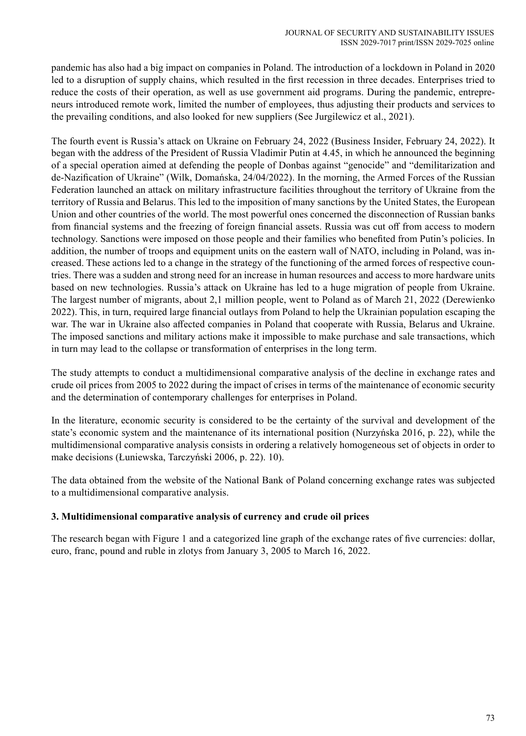pandemic has also had a big impact on companies in Poland. The introduction of a lockdown in Poland in 2020 led to a disruption of supply chains, which resulted in the first recession in three decades. Enterprises tried to reduce the costs of their operation, as well as use government aid programs. During the pandemic, entrepreneurs introduced remote work, limited the number of employees, thus adjusting their products and services to the prevailing conditions, and also looked for new suppliers (See Jurgilewicz et al., 2021).

The fourth event is Russia's attack on Ukraine on February 24, 2022 (Business Insider, February 24, 2022). It began with the address of the President of Russia Vladimir Putin at 4.45, in which he announced the beginning of a special operation aimed at defending the people of Donbas against "genocide" and "demilitarization and de-Nazification of Ukraine" (Wilk, Domańska, 24/04/2022). In the morning, the Armed Forces of the Russian Federation launched an attack on military infrastructure facilities throughout the territory of Ukraine from the territory of Russia and Belarus. This led to the imposition of many sanctions by the United States, the European Union and other countries of the world. The most powerful ones concerned the disconnection of Russian banks from financial systems and the freezing of foreign financial assets. Russia was cut off from access to modern technology. Sanctions were imposed on those people and their families who benefited from Putin's policies. In addition, the number of troops and equipment units on the eastern wall of NATO, including in Poland, was increased. These actions led to a change in the strategy of the functioning of the armed forces of respective countries. There was a sudden and strong need for an increase in human resources and access to more hardware units based on new technologies. Russia's attack on Ukraine has led to a huge migration of people from Ukraine. The largest number of migrants, about 2,1 million people, went to Poland as of March 21, 2022 (Derewienko 2022). This, in turn, required large financial outlays from Poland to help the Ukrainian population escaping the war. The war in Ukraine also affected companies in Poland that cooperate with Russia, Belarus and Ukraine. The imposed sanctions and military actions make it impossible to make purchase and sale transactions, which in turn may lead to the collapse or transformation of enterprises in the long term.

The study attempts to conduct a multidimensional comparative analysis of the decline in exchange rates and crude oil prices from 2005 to 2022 during the impact of crises in terms of the maintenance of economic security and the determination of contemporary challenges for enterprises in Poland.

In the literature, economic security is considered to be the certainty of the survival and development of the state's economic system and the maintenance of its international position (Nurzyńska 2016, p. 22), while the multidimensional comparative analysis consists in ordering a relatively homogeneous set of objects in order to make decisions (Łuniewska, Tarczyński 2006, p. 22). 10).

The data obtained from the website of the National Bank of Poland concerning exchange rates was subjected to a multidimensional comparative analysis.

## 3. Multidimensional comparative analysis of currency and crude oil prices

The research began with Figure 1 and a categorized line graph of the exchange rates of five currencies: dollar, euro, franc, pound and ruble in zlotys from January 3, 2005 to March 16, 2022.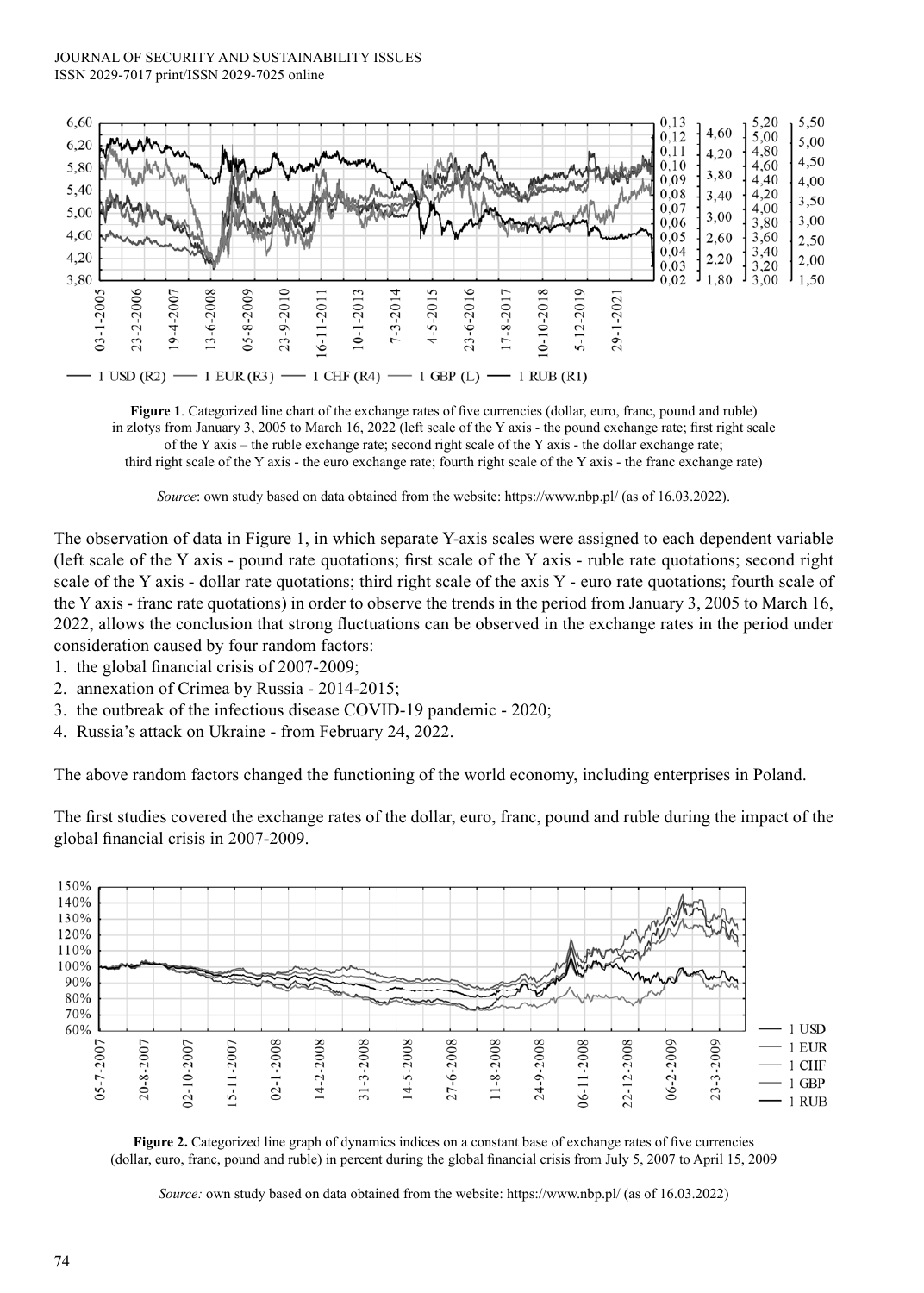**Figure 1**. Categorized line chart of the exchange rates of five currencies (dollar, euro, franc, pound and ruble) in zlotys from January 3, 2005 to March 16, 2022 (left scale of the Y axis - the pound exchange rate; first right scale of the Y axis – the ruble exchange rate; second right scale of the Y axis - the dollar exchange rate; third right scale of the Y axis - the euro exchange rate; fourth right scale of the Y axis - the franc exchange rate)

*Source*: own study based on data obtained from the website: https://www.nbp.pl/ (as of 16.03.2022).

The observation of data in Figure 1, in which separate Y-axis scales were assigned to each dependent variable (left scale of the Y axis - pound rate quotations; first scale of the Y axis - ruble rate quotations; second right scale of the Y axis - dollar rate quotations; third right scale of the axis Y - euro rate quotations; fourth scale of the Y axis - franc rate quotations) in order to observe the trends in the period from January 3, 2005 to March 16, 2022, allows the conclusion that strong fluctuations can be observed in the exchange rates in the period under consideration caused by four random factors:

1. the global financial crisis of 2007-2009;
2. annexation of Crimea by Russia - 2014-2015;
3. the outbreak of the infectious disease COVID-19 pandemic - 2020;
4. Russia's attack on Ukraine - from February 24, 2022.

The above random factors changed the functioning of the world economy, including enterprises in Poland.

The first studies covered the exchange rates of the dollar, euro, franc, pound and ruble during the impact of the global financial crisis in 2007-2009.

**Figure 2.** Categorized line graph of dynamics indices on a constant base of exchange rates of five currencies (dollar, euro, franc, pound and ruble) in percent during the global financial crisis from July 5, 2007 to April 15, 2009

*Source:* own study based on data obtained from the website: https://www.nbp.pl/ (as of 16.03.2022)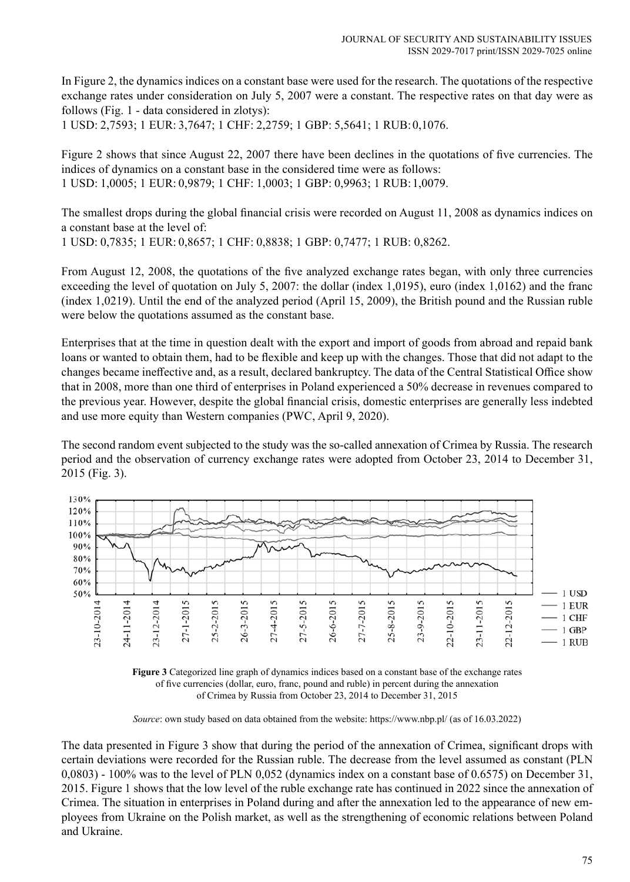In Figure 2, the dynamics indices on a constant base were used for the research. The quotations of the respective exchange rates under consideration on July 5, 2007 were a constant. The respective rates on that day were as follows (Fig. 1 - data considered in zlotys):

1 USD: 2,7593; 1 EUR: 3,7647; 1 CHF: 2,2759; 1 GBP: 5,5641; 1 RUB: 0,1076.

Figure 2 shows that since August 22, 2007 there have been declines in the quotations of five currencies. The indices of dynamics on a constant base in the considered time were as follows:

1 USD: 1,0005; 1 EUR: 0,9879; 1 CHF: 1,0003; 1 GBP: 0,9963; 1 RUB: 1,0079.

The smallest drops during the global financial crisis were recorded on August 11, 2008 as dynamics indices on a constant base at the level of:

1 USD: 0,7835; 1 EUR: 0,8657; 1 CHF: 0,8838; 1 GBP: 0,7477; 1 RUB: 0,8262.

From August 12, 2008, the quotations of the five analyzed exchange rates began, with only three currencies exceeding the level of quotation on July 5, 2007: the dollar (index 1,0195), euro (index 1,0162) and the franc (index 1,0219). Until the end of the analyzed period (April 15, 2009), the British pound and the Russian ruble were below the quotations assumed as the constant base.

Enterprises that at the time in question dealt with the export and import of goods from abroad and repaid bank loans or wanted to obtain them, had to be flexible and keep up with the changes. Those that did not adapt to the changes became ineffective and, as a result, declared bankruptcy. The data of the Central Statistical Office show that in 2008, more than one third of enterprises in Poland experienced a 50% decrease in revenues compared to the previous year. However, despite the global financial crisis, domestic enterprises are generally less indebted and use more equity than Western companies (PWC, April 9, 2020).

The second random event subjected to the study was the so-called annexation of Crimea by Russia. The research period and the observation of currency exchange rates were adopted from October 23, 2014 to December 31, 2015 (Fig. 3).

**Figure 3** Categorized line graph of dynamics indices based on a constant base of the exchange rates of five currencies (dollar, euro, franc, pound and ruble) in percent during the annexation of Crimea by Russia from October 23, 2014 to December 31, 2015

*Source*: own study based on data obtained from the website: https://www.nbp.pl/ (as of 16.03.2022)

The data presented in Figure 3 show that during the period of the annexation of Crimea, significant drops with certain deviations were recorded for the Russian ruble. The decrease from the level assumed as constant (PLN 0,0803) - 100% was to the level of PLN 0,052 (dynamics index on a constant base of 0.6575) on December 31, 2015. Figure 1 shows that the low level of the ruble exchange rate has continued in 2022 since the annexation of Crimea. The situation in enterprises in Poland during and after the annexation led to the appearance of new employees from Ukraine on the Polish market, as well as the strengthening of economic relations between Poland and Ukraine.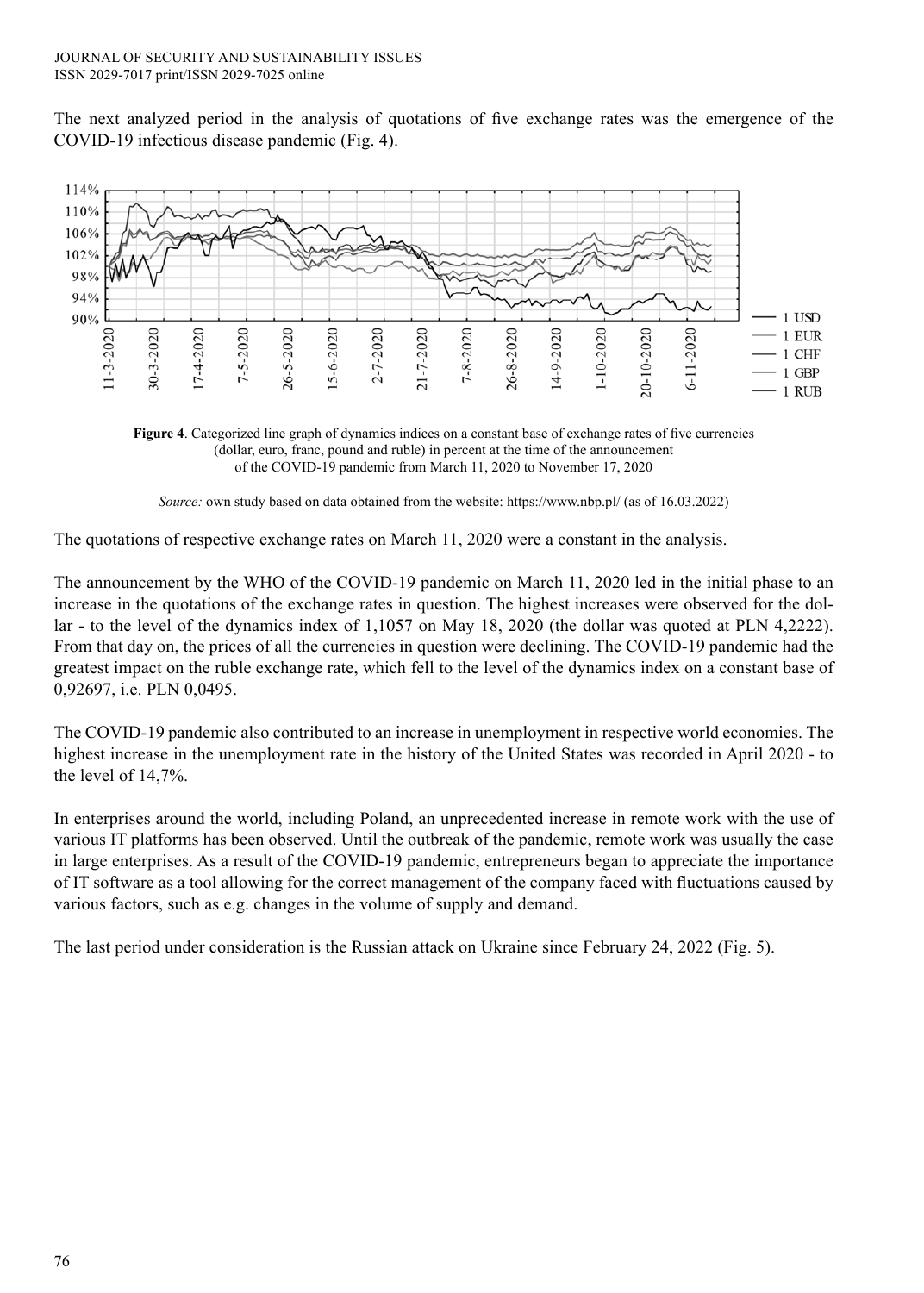The next analyzed period in the analysis of quotations of five exchange rates was the emergence of the COVID-19 infectious disease pandemic (Fig. 4).

**Figure 4**. Categorized line graph of dynamics indices on a constant base of exchange rates of five currencies (dollar, euro, franc, pound and ruble) in percent at the time of the announcement of the COVID-19 pandemic from March 11, 2020 to November 17, 2020

*Source:* own study based on data obtained from the website: https://www.nbp.pl/ (as of 16.03.2022)

The quotations of respective exchange rates on March 11, 2020 were a constant in the analysis.

The announcement by the WHO of the COVID-19 pandemic on March 11, 2020 led in the initial phase to an increase in the quotations of the exchange rates in question. The highest increases were observed for the dollar - to the level of the dynamics index of 1,1057 on May 18, 2020 (the dollar was quoted at PLN 4,2222). From that day on, the prices of all the currencies in question were declining. The COVID-19 pandemic had the greatest impact on the ruble exchange rate, which fell to the level of the dynamics index on a constant base of 0,92697, i.e. PLN 0,0495.

The COVID-19 pandemic also contributed to an increase in unemployment in respective world economies. The highest increase in the unemployment rate in the history of the United States was recorded in April 2020 - to the level of 14,7%.

In enterprises around the world, including Poland, an unprecedented increase in remote work with the use of various IT platforms has been observed. Until the outbreak of the pandemic, remote work was usually the case in large enterprises. As a result of the COVID-19 pandemic, entrepreneurs began to appreciate the importance of IT software as a tool allowing for the correct management of the company faced with fluctuations caused by various factors, such as e.g. changes in the volume of supply and demand.

The last period under consideration is the Russian attack on Ukraine since February 24, 2022 (Fig. 5).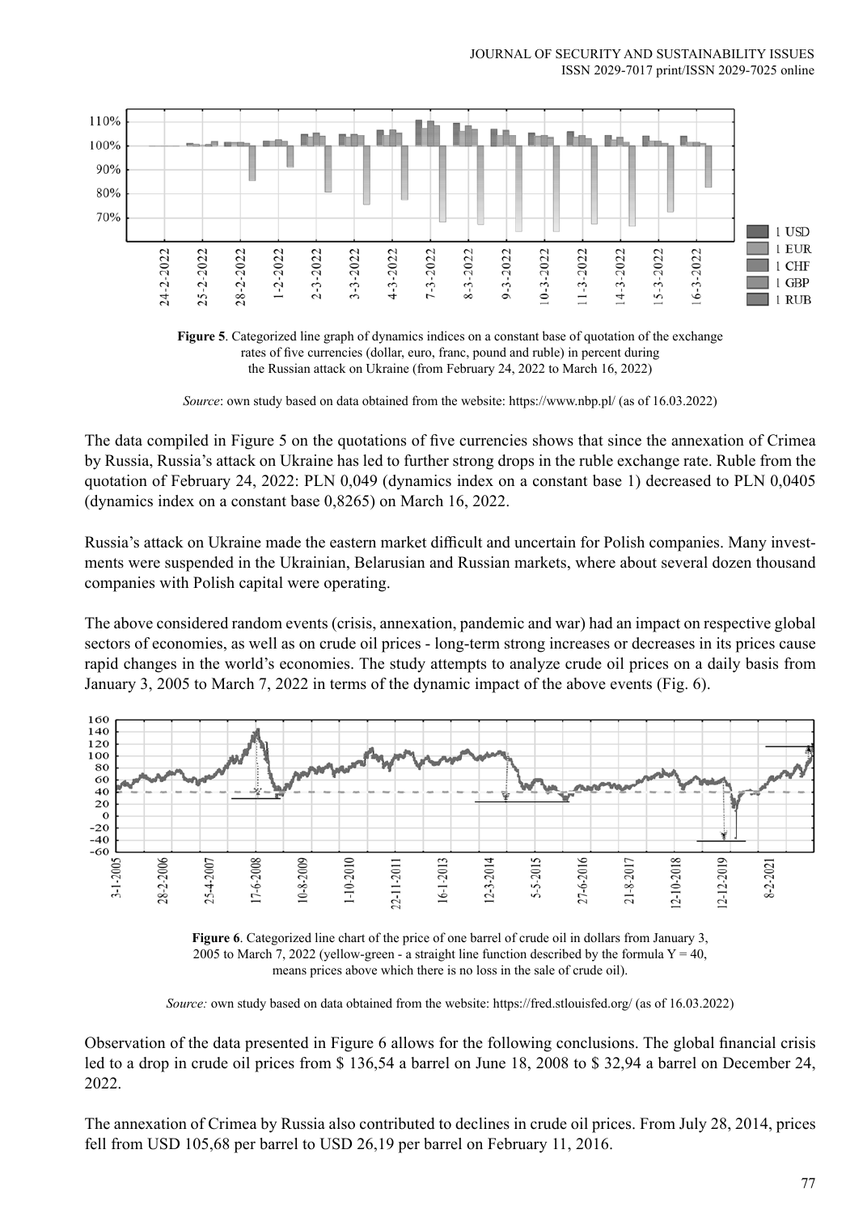**Figure 5**. Categorized line graph of dynamics indices on a constant base of quotation of the exchange rates of five currencies (dollar, euro, franc, pound and ruble) in percent during the Russian attack on Ukraine (from February 24, 2022 to March 16, 2022)

*Source*: own study based on data obtained from the website: https://www.nbp.pl/ (as of 16.03.2022)

The data compiled in Figure 5 on the quotations of five currencies shows that since the annexation of Crimea by Russia, Russia's attack on Ukraine has led to further strong drops in the ruble exchange rate. Ruble from the quotation of February 24, 2022: PLN 0,049 (dynamics index on a constant base 1) decreased to PLN 0,0405 (dynamics index on a constant base 0,8265) on March 16, 2022.

Russia's attack on Ukraine made the eastern market difficult and uncertain for Polish companies. Many investments were suspended in the Ukrainian, Belarusian and Russian markets, where about several dozen thousand companies with Polish capital were operating.

The above considered random events (crisis, annexation, pandemic and war) had an impact on respective global sectors of economies, as well as on crude oil prices - long-term strong increases or decreases in its prices cause rapid changes in the world's economies. The study attempts to analyze crude oil prices on a daily basis from January 3, 2005 to March 7, 2022 in terms of the dynamic impact of the above events (Fig. 6).

**Figure 6**. Categorized line chart of the price of one barrel of crude oil in dollars from January 3, 2005 to March 7, 2022 (yellow-green - a straight line function described by the formula Y = 40, means prices above which there is no loss in the sale of crude oil).

*Source:* own study based on data obtained from the website: https://fred.stlouisfed.org/ (as of 16.03.2022)

Observation of the data presented in Figure 6 allows for the following conclusions. The global financial crisis led to a drop in crude oil prices from $ 136,54 a barrel on June 18, 2008 to $ 32,94 a barrel on December 24, 2022.

The annexation of Crimea by Russia also contributed to declines in crude oil prices. From July 28, 2014, prices fell from USD 105,68 per barrel to USD 26,19 per barrel on February 11, 2016.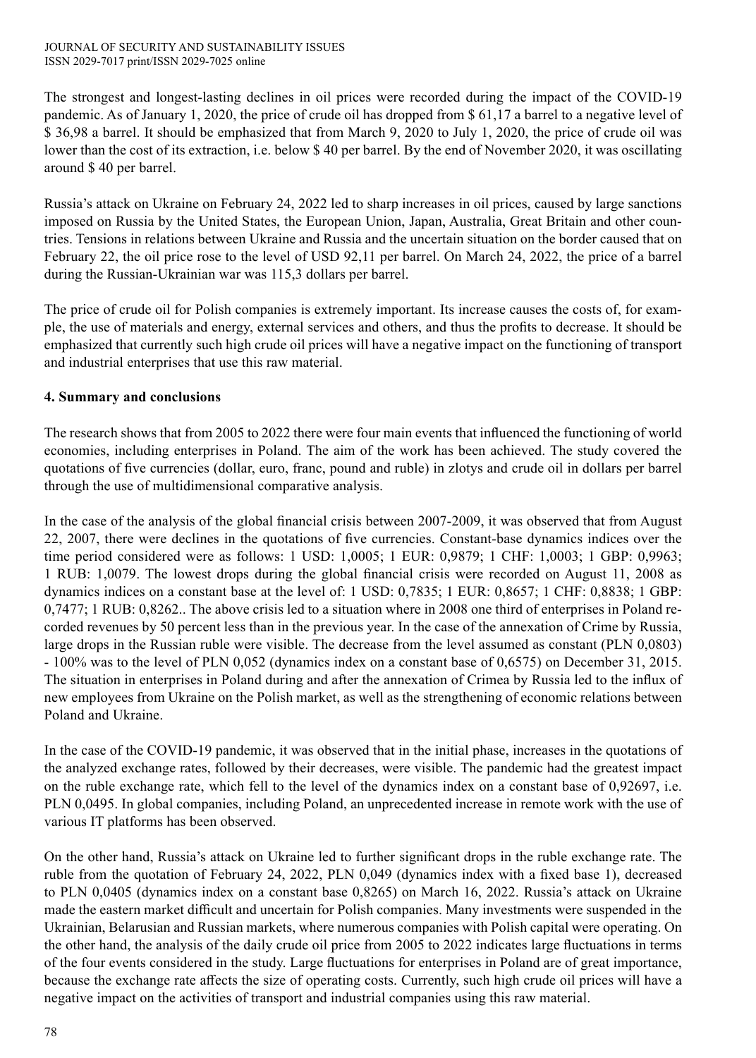The strongest and longest-lasting declines in oil prices were recorded during the impact of the COVID-19 pandemic. As of January 1, 2020, the price of crude oil has dropped from $ 61,17 a barrel to a negative level of $ 36,98 a barrel. It should be emphasized that from March 9, 2020 to July 1, 2020, the price of crude oil was lower than the cost of its extraction, i.e. below $ 40 per barrel. By the end of November 2020, it was oscillating around $ 40 per barrel.

Russia's attack on Ukraine on February 24, 2022 led to sharp increases in oil prices, caused by large sanctions imposed on Russia by the United States, the European Union, Japan, Australia, Great Britain and other countries. Tensions in relations between Ukraine and Russia and the uncertain situation on the border caused that on February 22, the oil price rose to the level of USD 92,11 per barrel. On March 24, 2022, the price of a barrel during the Russian-Ukrainian war was 115,3 dollars per barrel.

The price of crude oil for Polish companies is extremely important. Its increase causes the costs of, for example, the use of materials and energy, external services and others, and thus the profits to decrease. It should be emphasized that currently such high crude oil prices will have a negative impact on the functioning of transport and industrial enterprises that use this raw material.

## 4. Summary and conclusions

The research shows that from 2005 to 2022 there were four main events that influenced the functioning of world economies, including enterprises in Poland. The aim of the work has been achieved. The study covered the quotations of five currencies (dollar, euro, franc, pound and ruble) in zlotys and crude oil in dollars per barrel through the use of multidimensional comparative analysis.

In the case of the analysis of the global financial crisis between 2007-2009, it was observed that from August 22, 2007, there were declines in the quotations of five currencies. Constant-base dynamics indices over the time period considered were as follows: 1 USD: 1,0005; 1 EUR: 0,9879; 1 CHF: 1,0003; 1 GBP: 0,9963; 1 RUB: 1,0079. The lowest drops during the global financial crisis were recorded on August 11, 2008 as dynamics indices on a constant base at the level of: 1 USD: 0,7835; 1 EUR: 0,8657; 1 CHF: 0,8838; 1 GBP: 0,7477; 1 RUB: 0,8262.. The above crisis led to a situation where in 2008 one third of enterprises in Poland recorded revenues by 50 percent less than in the previous year. In the case of the annexation of Crime by Russia, large drops in the Russian ruble were visible. The decrease from the level assumed as constant (PLN 0,0803) - 100% was to the level of PLN 0,052 (dynamics index on a constant base of 0,6575) on December 31, 2015. The situation in enterprises in Poland during and after the annexation of Crimea by Russia led to the influx of new employees from Ukraine on the Polish market, as well as the strengthening of economic relations between Poland and Ukraine.

In the case of the COVID-19 pandemic, it was observed that in the initial phase, increases in the quotations of the analyzed exchange rates, followed by their decreases, were visible. The pandemic had the greatest impact on the ruble exchange rate, which fell to the level of the dynamics index on a constant base of 0,92697, i.e. PLN 0,0495. In global companies, including Poland, an unprecedented increase in remote work with the use of various IT platforms has been observed.

On the other hand, Russia's attack on Ukraine led to further significant drops in the ruble exchange rate. The ruble from the quotation of February 24, 2022, PLN 0,049 (dynamics index with a fixed base 1), decreased to PLN 0,0405 (dynamics index on a constant base 0,8265) on March 16, 2022. Russia's attack on Ukraine made the eastern market difficult and uncertain for Polish companies. Many investments were suspended in the Ukrainian, Belarusian and Russian markets, where numerous companies with Polish capital were operating. On the other hand, the analysis of the daily crude oil price from 2005 to 2022 indicates large fluctuations in terms of the four events considered in the study. Large fluctuations for enterprises in Poland are of great importance, because the exchange rate affects the size of operating costs. Currently, such high crude oil prices will have a negative impact on the activities of transport and industrial companies using this raw material.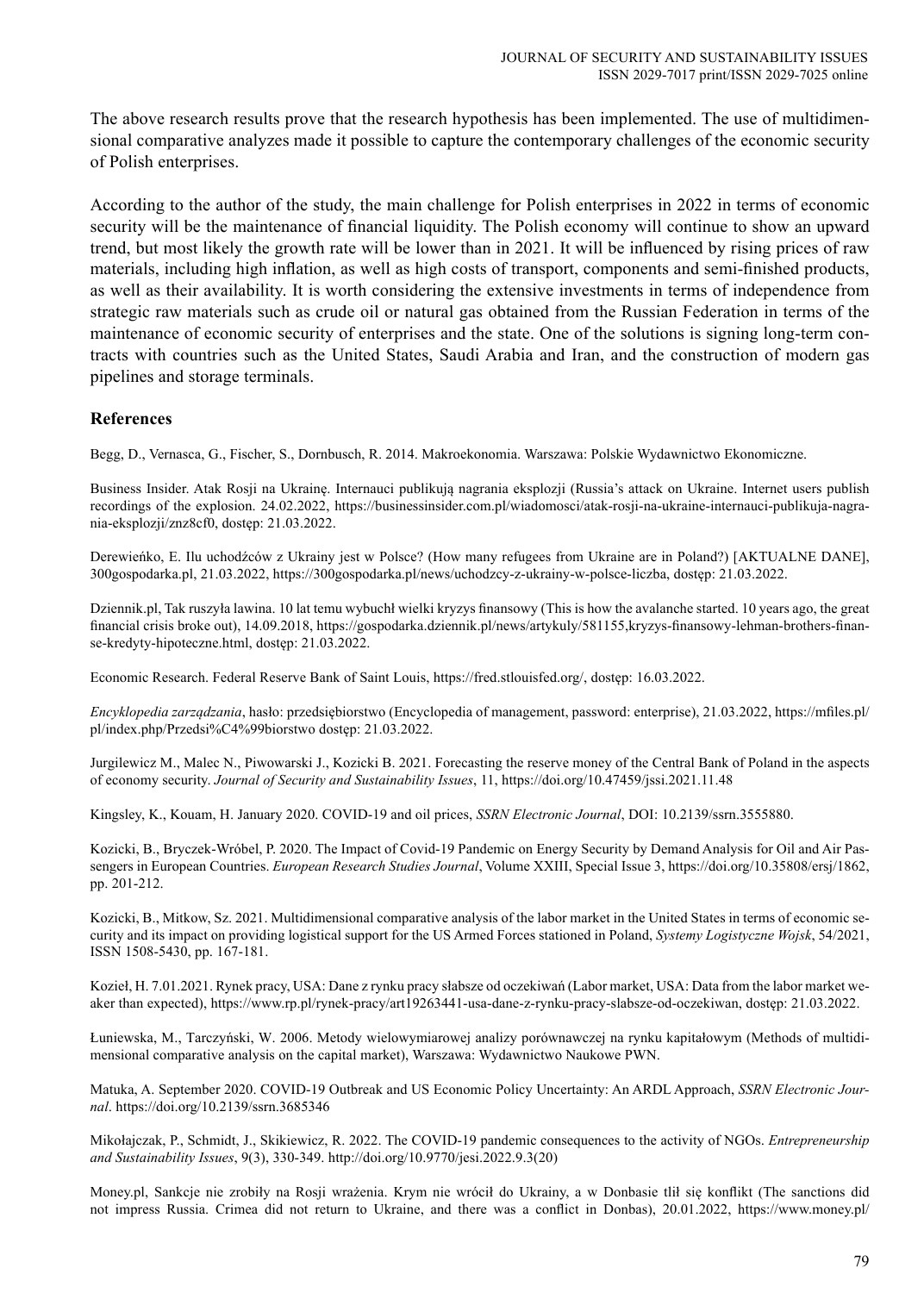The above research results prove that the research hypothesis has been implemented. The use of multidimensional comparative analyzes made it possible to capture the contemporary challenges of the economic security of Polish enterprises.

According to the author of the study, the main challenge for Polish enterprises in 2022 in terms of economic security will be the maintenance of financial liquidity. The Polish economy will continue to show an upward trend, but most likely the growth rate will be lower than in 2021. It will be influenced by rising prices of raw materials, including high inflation, as well as high costs of transport, components and semi-finished products, as well as their availability. It is worth considering the extensive investments in terms of independence from strategic raw materials such as crude oil or natural gas obtained from the Russian Federation in terms of the maintenance of economic security of enterprises and the state. One of the solutions is signing long-term contracts with countries such as the United States, Saudi Arabia and Iran, and the construction of modern gas pipelines and storage terminals.

## References

Begg, D., Vernasca, G., Fischer, S., Dornbusch, R. 2014. Makroekonomia. Warszawa: Polskie Wydawnictwo Ekonomiczne.

Business Insider. Atak Rosji na Ukrainę. Internauci publikują nagrania eksplozji (Russia's attack on Ukraine. Internet users publish recordings of the explosion. 24.02.2022, https://businessinsider.com.pl/wiadomosci/atak-rosji-na-ukraine-internauci-publikuja-nagrania-eksplozji/znz8cf0, dostęp: 21.03.2022.

Derewieńko, E. Ilu uchodźców z Ukrainy jest w Polsce? (How many refugees from Ukraine are in Poland?) [AKTUALNE DANE], 300gospodarka.pl, 21.03.2022, https://300gospodarka.pl/news/uchodzcy-z-ukrainy-w-polsce-liczba, dostęp: 21.03.2022.

Dziennik.pl, Tak ruszyła lawina. 10 lat temu wybuchł wielki kryzys finansowy (This is how the avalanche started. 10 years ago, the great financial crisis broke out), 14.09.2018, https://gospodarka.dziennik.pl/news/artykuly/581155,kryzys-finansowy-lehman-brothers-finanse-kredyty-hipoteczne.html, dostęp: 21.03.2022.

Economic Research. Federal Reserve Bank of Saint Louis, https://fred.stlouisfed.org/, dostęp: 16.03.2022.

*Encyklopedia zarządzania*, hasło: przedsiębiorstwo (Encyclopedia of management, password: enterprise), 21.03.2022, https://mfiles.pl/pl/index.php/Przedsi%C4%99biorstwo dostęp: 21.03.2022.

Jurgilewicz M., Malec N., Piwowarski J., Kozicki B. 2021. Forecasting the reserve money of the Central Bank of Poland in the aspects of economy security. *Journal of Security and Sustainability Issues*, 11, https://doi.org/10.47459/jssi.2021.11.48

Kingsley, K., Kouam, H. January 2020. COVID-19 and oil prices, *SSRN Electronic Journal*, DOI: 10.2139/ssrn.3555880.

Kozicki, B., Bryczek-Wróbel, P. 2020. The Impact of Covid-19 Pandemic on Energy Security by Demand Analysis for Oil and Air Passengers in European Countries. *European Research Studies Journal*, Volume XXIII, Special Issue 3, https://doi.org/10.35808/ersj/1862, pp. 201-212.

Kozicki, B., Mitkow, Sz. 2021. Multidimensional comparative analysis of the labor market in the United States in terms of economic security and its impact on providing logistical support for the US Armed Forces stationed in Poland, *Systemy Logistyczne Wojsk*, 54/2021, ISSN 1508-5430, pp. 167-181.

Kozieł, H. 7.01.2021. Rynek pracy, USA: Dane z rynku pracy słabsze od oczekiwań (Labor market, USA: Data from the labor market weaker than expected), https://www.rp.pl/rynek-pracy/art19263441-usa-dane-z-rynku-pracy-slabsze-od-oczekiwan, dostęp: 21.03.2022.

Łuniewska, M., Tarczyński, W. 2006. Metody wielowymiarowej analizy porównawczej na rynku kapitałowym (Methods of multidimensional comparative analysis on the capital market), Warszawa: Wydawnictwo Naukowe PWN.

Matuka, A. September 2020. COVID-19 Outbreak and US Economic Policy Uncertainty: An ARDL Approach, *SSRN Electronic Journal*. https://doi.org/10.2139/ssrn.3685346

Mikołajczak, P., Schmidt, J., Skikiewicz, R. 2022. The COVID-19 pandemic consequences to the activity of NGOs. *Entrepreneurship and Sustainability Issues*, 9(3), 330-349. http://doi.org/10.9770/jesi.2022.9.3(20)

Money.pl, Sankcje nie zrobiły na Rosji wrażenia. Krym nie wrócił do Ukrainy, a w Donbasie tlił się konflikt (The sanctions did not impress Russia. Crimea did not return to Ukraine, and there was a conflict in Donbas), 20.01.2022, https://www.money.pl/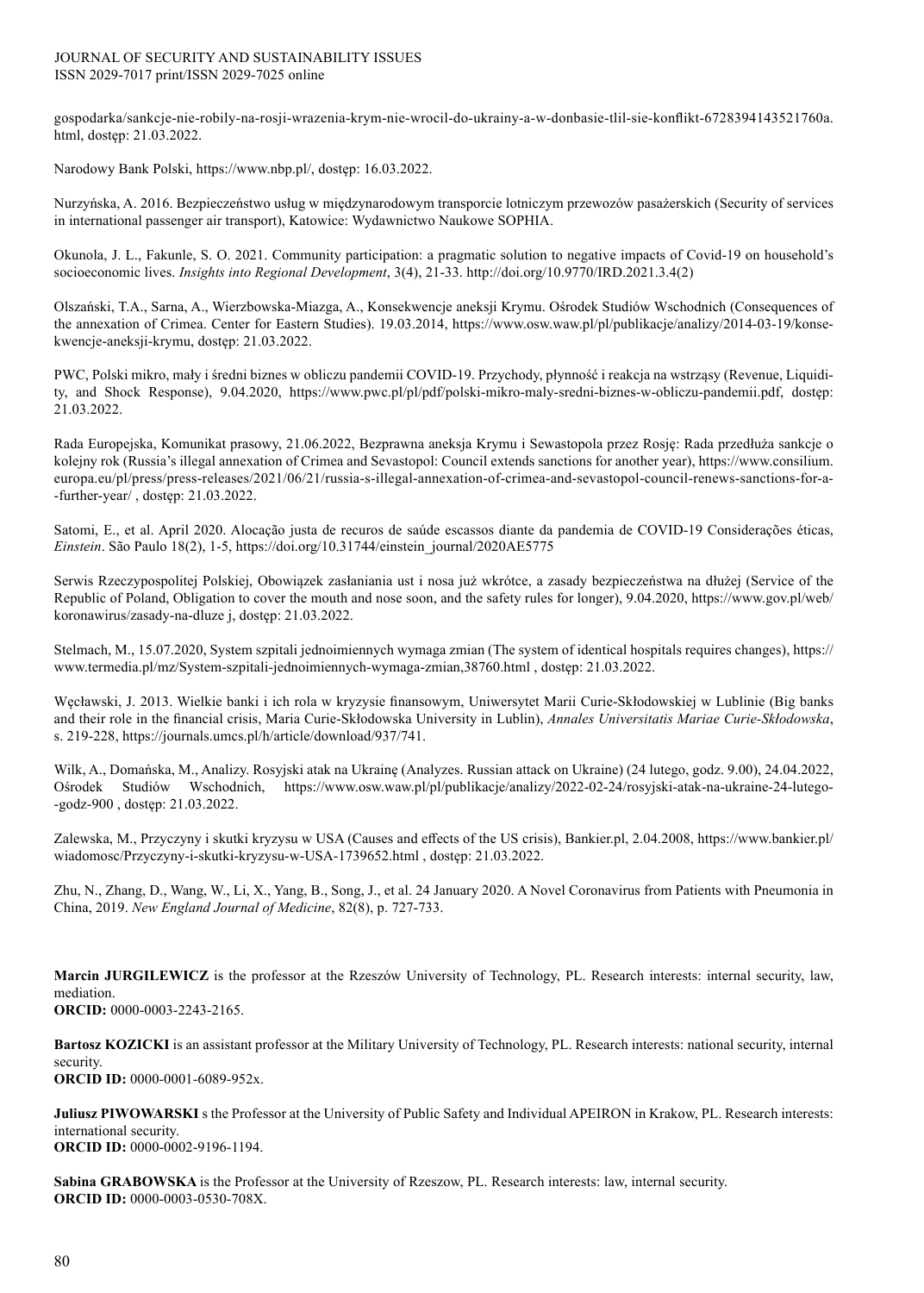gospodarka/sankcje-nie-robily-na-rosji-wrazenia-krym-nie-wrocil-do-ukrainy-a-w-donbasie-tlil-sie-konflikt-6728394143521760a.html, dostęp: 21.03.2022.

Narodowy Bank Polski, https://www.nbp.pl/, dostęp: 16.03.2022.

Nurzyńska, A. 2016. Bezpieczeństwo usług w międzynarodowym transporcie lotniczym przewozów pasażerskich (Security of services in international passenger air transport), Katowice: Wydawnictwo Naukowe SOPHIA.

Okunola, J. L., Fakunle, S. O. 2021. Community participation: a pragmatic solution to negative impacts of Covid-19 on household's socioeconomic lives. *Insights into Regional Development*, 3(4), 21-33. http://doi.org/10.9770/IRD.2021.3.4(2)

Olszański, T.A., Sarna, A., Wierzbowska-Miazga, A., Konsekwencje aneksji Krymu. Ośrodek Studiów Wschodnich (Consequences of the annexation of Crimea. Center for Eastern Studies). 19.03.2014, https://www.osw.waw.pl/pl/publikacje/analizy/2014-03-19/konsekwencje-aneksji-krymu, dostęp: 21.03.2022.

PWC, Polski mikro, mały i średni biznes w obliczu pandemii COVID-19. Przychody, płynność i reakcja na wstrząsy (Revenue, Liquidity, and Shock Response), 9.04.2020, https://www.pwc.pl/pl/pdf/polski-mikro-maly-sredni-biznes-w-obliczu-pandemii.pdf, dostęp: 21.03.2022.

Rada Europejska, Komunikat prasowy, 21.06.2022, Bezprawna aneksja Krymu i Sewastopola przez Rosję: Rada przedłuża sankcje o kolejny rok (Russia's illegal annexation of Crimea and Sevastopol: Council extends sanctions for another year), https://www.consilium.europa.eu/pl/press/press-releases/2021/06/21/russia-s-illegal-annexation-of-crimea-and-sevastopol-council-renews-sanctions-for-a--further-year/ , dostęp: 21.03.2022.

Satomi, E., et al. April 2020. Alocação justa de recuros de saúde escassos diante da pandemia de COVID-19 Considerações éticas, *Einstein*. São Paulo 18(2), 1-5, https://doi.org/10.31744/einstein_journal/2020AE5775

Serwis Rzeczypospolitej Polskiej, Obowiązek zasłaniania ust i nosa już wkrótce, a zasady bezpieczeństwa na dłużej (Service of the Republic of Poland, Obligation to cover the mouth and nose soon, and the safety rules for longer), 9.04.2020, https://www.gov.pl/web/koronawirus/zasady-na-dluze j, dostęp: 21.03.2022.

Stelmach, M., 15.07.2020, System szpitali jednoimiennych wymaga zmian (The system of identical hospitals requires changes), https://www.termedia.pl/mz/System-szpitali-jednoimiennych-wymaga-zmian,38760.html , dostęp: 21.03.2022.

Węcławski, J. 2013. Wielkie banki i ich rola w kryzysie finansowym, Uniwersytet Marii Curie-Skłodowskiej w Lublinie (Big banks and their role in the financial crisis, Maria Curie-Skłodowska University in Lublin), *Annales Universitatis Mariae Curie-Skłodowska*, s. 219-228, https://journals.umcs.pl/h/article/download/937/741.

Wilk, A., Domańska, M., Analizy. Rosyjski atak na Ukrainę (Analyzes. Russian attack on Ukraine) (24 lutego, godz. 9.00), 24.04.2022, Ośrodek Studiów Wschodnich, https://www.osw.waw.pl/pl/publikacje/analizy/2022-02-24/rosyjski-atak-na-ukraine-24-lutego--godz-900 , dostęp: 21.03.2022.

Zalewska, M., Przyczyny i skutki kryzysu w USA (Causes and effects of the US crisis), Bankier.pl, 2.04.2008, https://www.bankier.pl/wiadomosc/Przyczyny-i-skutki-kryzysu-w-USA-1739652.html , dostęp: 21.03.2022.

Zhu, N., Zhang, D., Wang, W., Li, X., Yang, B., Song, J., et al. 24 January 2020. A Novel Coronavirus from Patients with Pneumonia in China, 2019. *New England Journal of Medicine*, 82(8), p. 727-733.

**Marcin JURGILEWICZ** is the professor at the Rzeszów University of Technology, PL. Research interests: internal security, law, mediation.
**ORCID:** 0000-0003-2243-2165.

**Bartosz KOZICKI** is an assistant professor at the Military University of Technology, PL. Research interests: national security, internal security.
**ORCID ID:** 0000-0001-6089-952x.

**Juliusz PIWOWARSKI** s the Professor at the University of Public Safety and Individual APEIRON in Krakow, PL. Research interests: international security.
**ORCID ID:** 0000-0002-9196-1194.

**Sabina GRABOWSKA** is the Professor at the University of Rzeszow, PL. Research interests: law, internal security.
**ORCID ID:** 0000-0003-0530-708X.